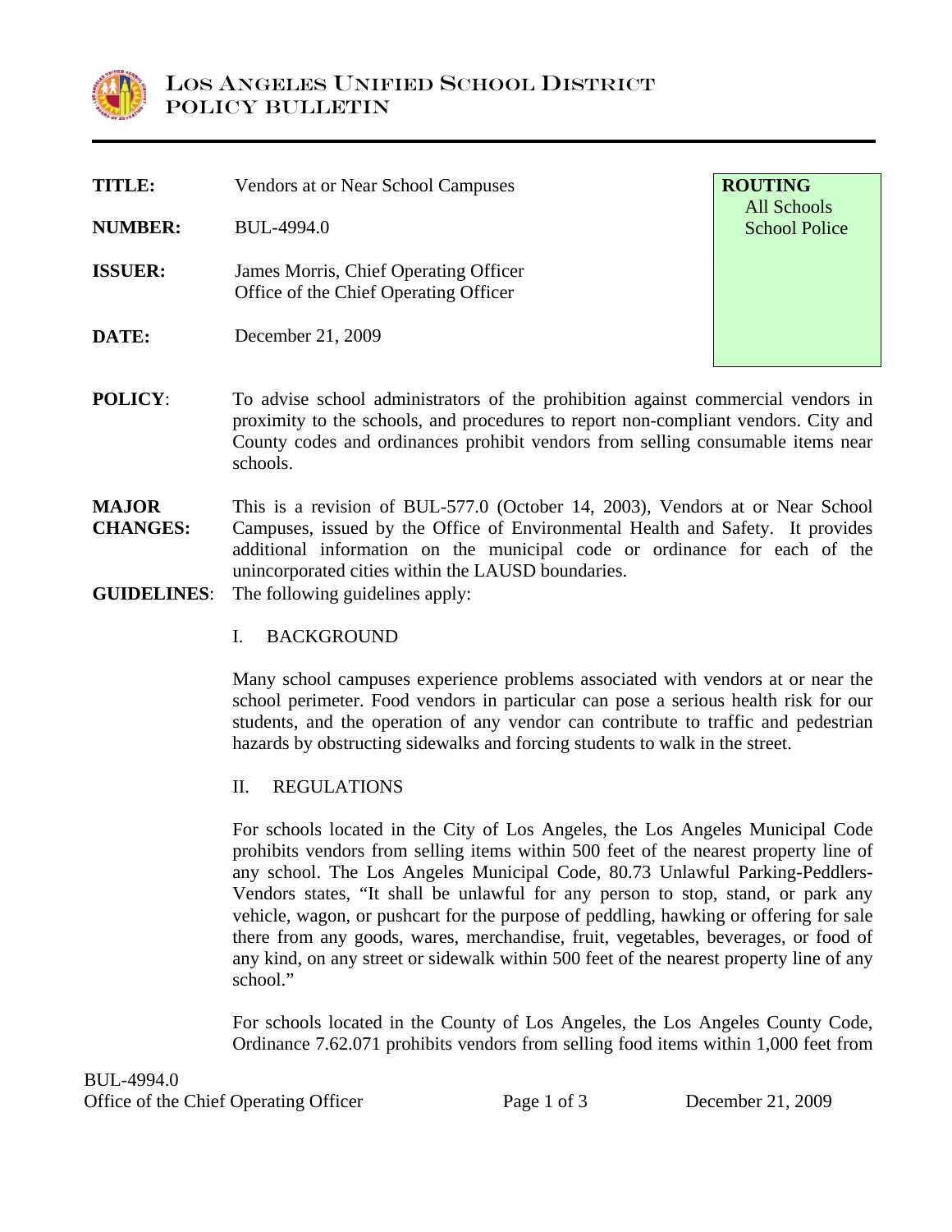# LOS ANGELES UNIFIED SCHOOL DISTRICT
## POLICY BULLETIN

| | | |
|---|---|---|
| **TITLE:** | Vendors at or Near School Campuses | **ROUTING** All Schools School Police |
| **NUMBER:** | BUL-4994.0 | |
| **ISSUER:** | James Morris, Chief Operating Officer Office of the Chief Operating Officer | |
| **DATE:** | December 21, 2009 | |

**POLICY**: To advise school administrators of the prohibition against commercial vendors in proximity to the schools, and procedures to report non-compliant vendors. City and County codes and ordinances prohibit vendors from selling consumable items near schools.

**MAJOR CHANGES:** This is a revision of BUL-577.0 (October 14, 2003), Vendors at or Near School Campuses, issued by the Office of Environmental Health and Safety. It provides additional information on the municipal code or ordinance for each of the unincorporated cities within the LAUSD boundaries.

**GUIDELINES**: The following guidelines apply:

I. BACKGROUND

Many school campuses experience problems associated with vendors at or near the school perimeter. Food vendors in particular can pose a serious health risk for our students, and the operation of any vendor can contribute to traffic and pedestrian hazards by obstructing sidewalks and forcing students to walk in the street.

II. REGULATIONS

For schools located in the City of Los Angeles, the Los Angeles Municipal Code prohibits vendors from selling items within 500 feet of the nearest property line of any school. The Los Angeles Municipal Code, 80.73 Unlawful Parking-Peddlers-Vendors states, "It shall be unlawful for any person to stop, stand, or park any vehicle, wagon, or pushcart for the purpose of peddling, hawking or offering for sale there from any goods, wares, merchandise, fruit, vegetables, beverages, or food of any kind, on any street or sidewalk within 500 feet of the nearest property line of any school."

For schools located in the County of Los Angeles, the Los Angeles County Code, Ordinance 7.62.071 prohibits vendors from selling food items within 1,000 feet from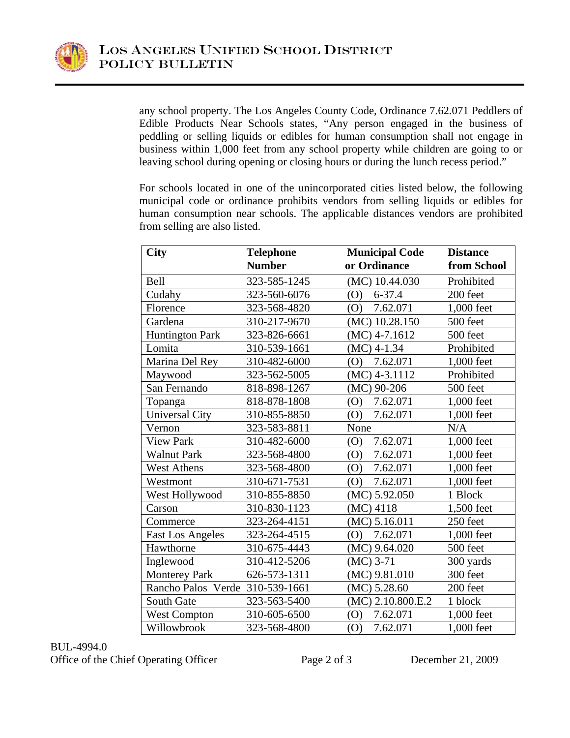any school property. The Los Angeles County Code, Ordinance 7.62.071 Peddlers of Edible Products Near Schools states, "Any person engaged in the business of peddling or selling liquids or edibles for human consumption shall not engage in business within 1,000 feet from any school property while children are going to or leaving school during opening or closing hours or during the lunch recess period."

For schools located in one of the unincorporated cities listed below, the following municipal code or ordinance prohibits vendors from selling liquids or edibles for human consumption near schools. The applicable distances vendors are prohibited from selling are also listed.

| City | Telephone Number | Municipal Code or Ordinance | Distance from School |
|---|---|---|---|
| Bell | 323-585-1245 | (MC) 10.44.030 | Prohibited |
| Cudahy | 323-560-6076 | (O) 6-37.4 | 200 feet |
| Florence | 323-568-4820 | (O) 7.62.071 | 1,000 feet |
| Gardena | 310-217-9670 | (MC) 10.28.150 | 500 feet |
| Huntington Park | 323-826-6661 | (MC) 4-7.1612 | 500 feet |
| Lomita | 310-539-1661 | (MC) 4-1.34 | Prohibited |
| Marina Del Rey | 310-482-6000 | (O) 7.62.071 | 1,000 feet |
| Maywood | 323-562-5005 | (MC) 4-3.1112 | Prohibited |
| San Fernando | 818-898-1267 | (MC) 90-206 | 500 feet |
| Topanga | 818-878-1808 | (O) 7.62.071 | 1,000 feet |
| Universal City | 310-855-8850 | (O) 7.62.071 | 1,000 feet |
| Vernon | 323-583-8811 | None | N/A |
| View Park | 310-482-6000 | (O) 7.62.071 | 1,000 feet |
| Walnut Park | 323-568-4800 | (O) 7.62.071 | 1,000 feet |
| West Athens | 323-568-4800 | (O) 7.62.071 | 1,000 feet |
| Westmont | 310-671-7531 | (O) 7.62.071 | 1,000 feet |
| West Hollywood | 310-855-8850 | (MC) 5.92.050 | 1 Block |
| Carson | 310-830-1123 | (MC) 4118 | 1,500 feet |
| Commerce | 323-264-4151 | (MC) 5.16.011 | 250 feet |
| East Los Angeles | 323-264-4515 | (O) 7.62.071 | 1,000 feet |
| Hawthorne | 310-675-4443 | (MC) 9.64.020 | 500 feet |
| Inglewood | 310-412-5206 | (MC) 3-71 | 300 yards |
| Monterey Park | 626-573-1311 | (MC) 9.81.010 | 300 feet |
| Rancho Palos Verde | 310-539-1661 | (MC) 5.28.60 | 200 feet |
| South Gate | 323-563-5400 | (MC) 2.10.800.E.2 | 1 block |
| West Compton | 310-605-6500 | (O) 7.62.071 | 1,000 feet |
| Willowbrook | 323-568-4800 | (O) 7.62.071 | 1,000 feet |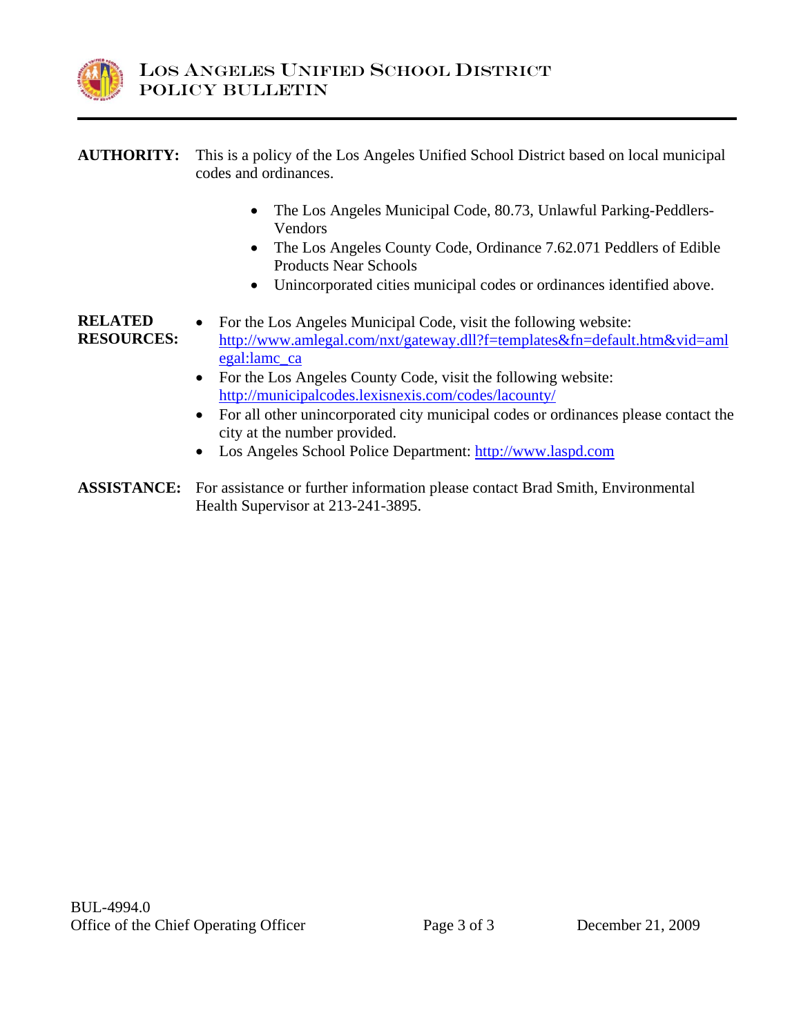**AUTHORITY:** This is a policy of the Los Angeles Unified School District based on local municipal codes and ordinances.

- The Los Angeles Municipal Code, 80.73, Unlawful Parking-Peddlers-Vendors
- The Los Angeles County Code, Ordinance 7.62.071 Peddlers of Edible Products Near Schools
- Unincorporated cities municipal codes or ordinances identified above.

**RELATED RESOURCES:**

- For the Los Angeles Municipal Code, visit the following website: http://www.amlegal.com/nxt/gateway.dll?f=templates&fn=default.htm&vid=amlegal:lamc_ca
- For the Los Angeles County Code, visit the following website: http://municipalcodes.lexisnexis.com/codes/lacounty/
- For all other unincorporated city municipal codes or ordinances please contact the city at the number provided.
- Los Angeles School Police Department: http://www.laspd.com

**ASSISTANCE:** For assistance or further information please contact Brad Smith, Environmental Health Supervisor at 213-241-3895.